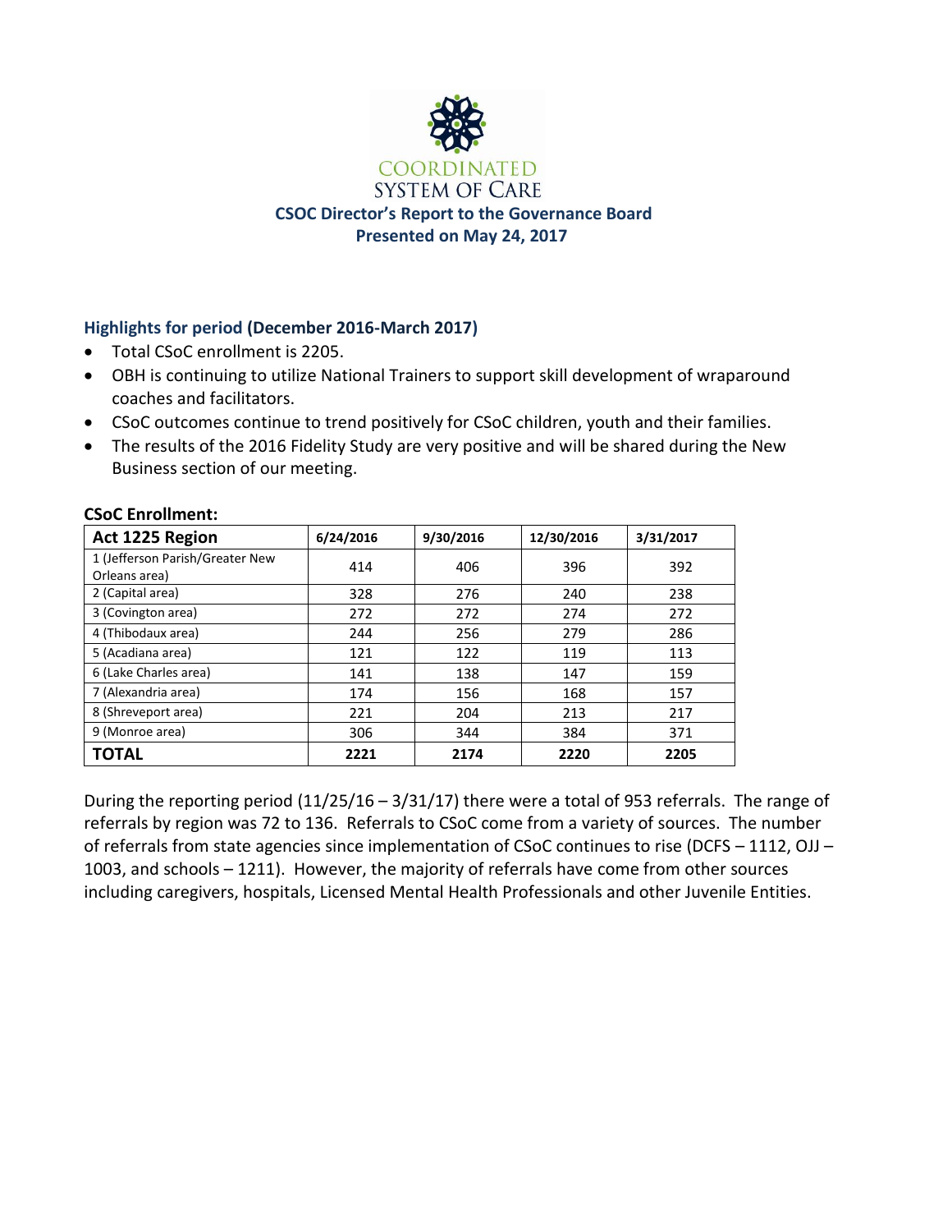COORDINATED SYSTEM OF CARE

# CSOC Director's Report to the Governance Board

**Presented on May 24, 2017**

## Highlights for period (December 2016-March 2017)

- Total CSoC enrollment is 2205.
- OBH is continuing to utilize National Trainers to support skill development of wraparound coaches and facilitators.
- CSoC outcomes continue to trend positively for CSoC children, youth and their families.
- The results of the 2016 Fidelity Study are very positive and will be shared during the New Business section of our meeting.

### CSoC Enrollment:

| Act 1225 Region | 6/24/2016 | 9/30/2016 | 12/30/2016 | 3/31/2017 |
|---|---|---|---|---|
| 1 (Jefferson Parish/Greater New Orleans area) | 414 | 406 | 396 | 392 |
| 2 (Capital area) | 328 | 276 | 240 | 238 |
| 3 (Covington area) | 272 | 272 | 274 | 272 |
| 4 (Thibodaux area) | 244 | 256 | 279 | 286 |
| 5 (Acadiana area) | 121 | 122 | 119 | 113 |
| 6 (Lake Charles area) | 141 | 138 | 147 | 159 |
| 7 (Alexandria area) | 174 | 156 | 168 | 157 |
| 8 (Shreveport area) | 221 | 204 | 213 | 217 |
| 9 (Monroe area) | 306 | 344 | 384 | 371 |
| **TOTAL** | **2221** | **2174** | **2220** | **2205** |

During the reporting period (11/25/16 – 3/31/17) there were a total of 953 referrals. The range of referrals by region was 72 to 136. Referrals to CSoC come from a variety of sources. The number of referrals from state agencies since implementation of CSoC continues to rise (DCFS – 1112, OJJ – 1003, and schools – 1211). However, the majority of referrals have come from other sources including caregivers, hospitals, Licensed Mental Health Professionals and other Juvenile Entities.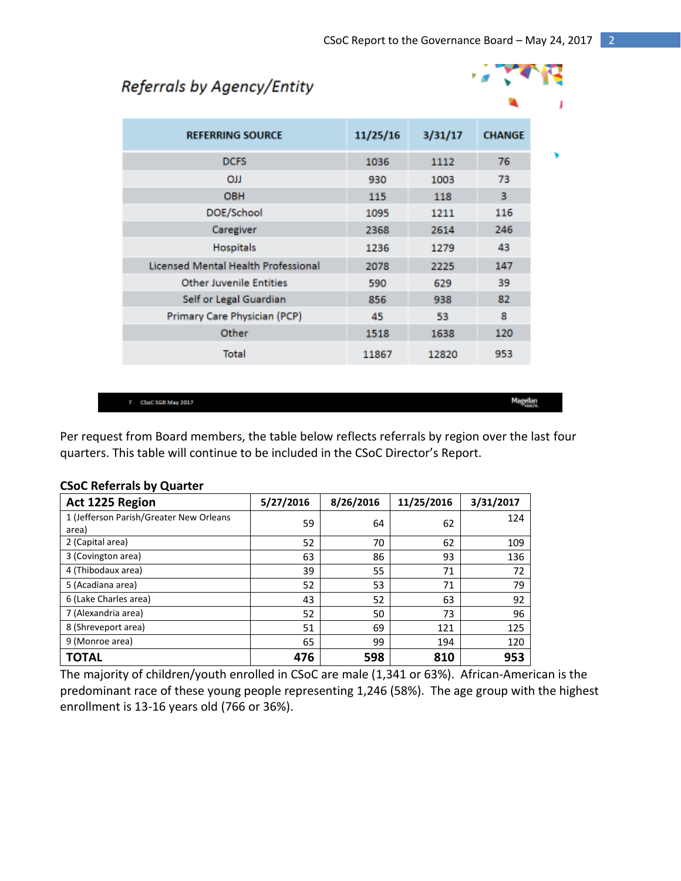## Referrals by Agency/Entity

| REFERRING SOURCE | 11/25/16 | 3/31/17 | CHANGE |
|---|---|---|---|
| DCFS | 1036 | 1112 | 76 |
| OJJ | 930 | 1003 | 73 |
| OBH | 115 | 118 | 3 |
| DOE/School | 1095 | 1211 | 116 |
| Caregiver | 2368 | 2614 | 246 |
| Hospitals | 1236 | 1279 | 43 |
| Licensed Mental Health Professional | 2078 | 2225 | 147 |
| Other Juvenile Entities | 590 | 629 | 39 |
| Self or Legal Guardian | 856 | 938 | 82 |
| Primary Care Physician (PCP) | 45 | 53 | 8 |
| Other | 1518 | 1638 | 120 |
| Total | 11867 | 12820 | 953 |

Per request from Board members, the table below reflects referrals by region over the last four quarters. This table will continue to be included in the CSoC Director's Report.

**CSoC Referrals by Quarter**

| Act 1225 Region | 5/27/2016 | 8/26/2016 | 11/25/2016 | 3/31/2017 |
|---|---|---|---|---|
| 1 (Jefferson Parish/Greater New Orleans area) | 59 | 64 | 62 | 124 |
| 2 (Capital area) | 52 | 70 | 62 | 109 |
| 3 (Covington area) | 63 | 86 | 93 | 136 |
| 4 (Thibodaux area) | 39 | 55 | 71 | 72 |
| 5 (Acadiana area) | 52 | 53 | 71 | 79 |
| 6 (Lake Charles area) | 43 | 52 | 63 | 92 |
| 7 (Alexandria area) | 52 | 50 | 73 | 96 |
| 8 (Shreveport area) | 51 | 69 | 121 | 125 |
| 9 (Monroe area) | 65 | 99 | 194 | 120 |
| **TOTAL** | **476** | **598** | **810** | **953** |

The majority of children/youth enrolled in CSoC are male (1,341 or 63%). African-American is the predominant race of these young people representing 1,246 (58%). The age group with the highest enrollment is 13-16 years old (766 or 36%).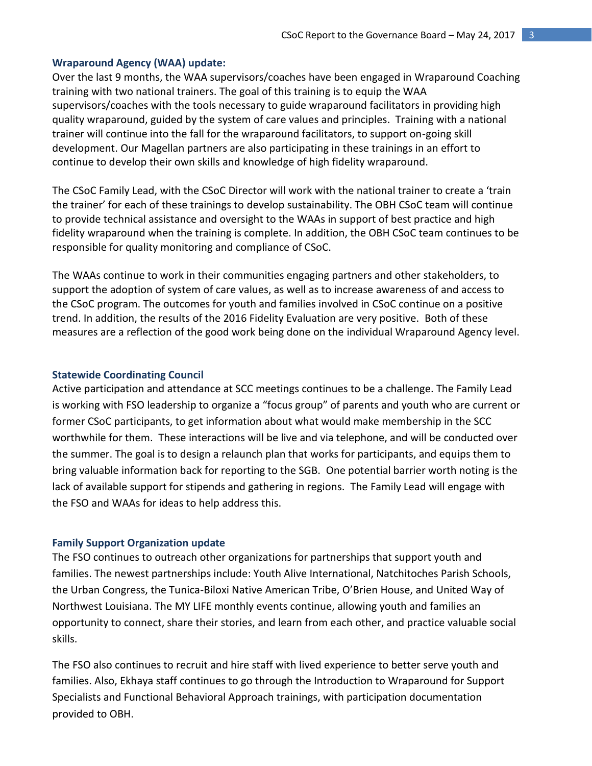## Wraparound Agency (WAA) update:

Over the last 9 months, the WAA supervisors/coaches have been engaged in Wraparound Coaching training with two national trainers. The goal of this training is to equip the WAA supervisors/coaches with the tools necessary to guide wraparound facilitators in providing high quality wraparound, guided by the system of care values and principles. Training with a national trainer will continue into the fall for the wraparound facilitators, to support on-going skill development. Our Magellan partners are also participating in these trainings in an effort to continue to develop their own skills and knowledge of high fidelity wraparound.

The CSoC Family Lead, with the CSoC Director will work with the national trainer to create a 'train the trainer' for each of these trainings to develop sustainability. The OBH CSoC team will continue to provide technical assistance and oversight to the WAAs in support of best practice and high fidelity wraparound when the training is complete. In addition, the OBH CSoC team continues to be responsible for quality monitoring and compliance of CSoC.

The WAAs continue to work in their communities engaging partners and other stakeholders, to support the adoption of system of care values, as well as to increase awareness of and access to the CSoC program. The outcomes for youth and families involved in CSoC continue on a positive trend. In addition, the results of the 2016 Fidelity Evaluation are very positive. Both of these measures are a reflection of the good work being done on the individual Wraparound Agency level.

## Statewide Coordinating Council

Active participation and attendance at SCC meetings continues to be a challenge. The Family Lead is working with FSO leadership to organize a "focus group" of parents and youth who are current or former CSoC participants, to get information about what would make membership in the SCC worthwhile for them. These interactions will be live and via telephone, and will be conducted over the summer. The goal is to design a relaunch plan that works for participants, and equips them to bring valuable information back for reporting to the SGB. One potential barrier worth noting is the lack of available support for stipends and gathering in regions. The Family Lead will engage with the FSO and WAAs for ideas to help address this.

## Family Support Organization update

The FSO continues to outreach other organizations for partnerships that support youth and families. The newest partnerships include: Youth Alive International, Natchitoches Parish Schools, the Urban Congress, the Tunica-Biloxi Native American Tribe, O'Brien House, and United Way of Northwest Louisiana. The MY LIFE monthly events continue, allowing youth and families an opportunity to connect, share their stories, and learn from each other, and practice valuable social skills.

The FSO also continues to recruit and hire staff with lived experience to better serve youth and families. Also, Ekhaya staff continues to go through the Introduction to Wraparound for Support Specialists and Functional Behavioral Approach trainings, with participation documentation provided to OBH.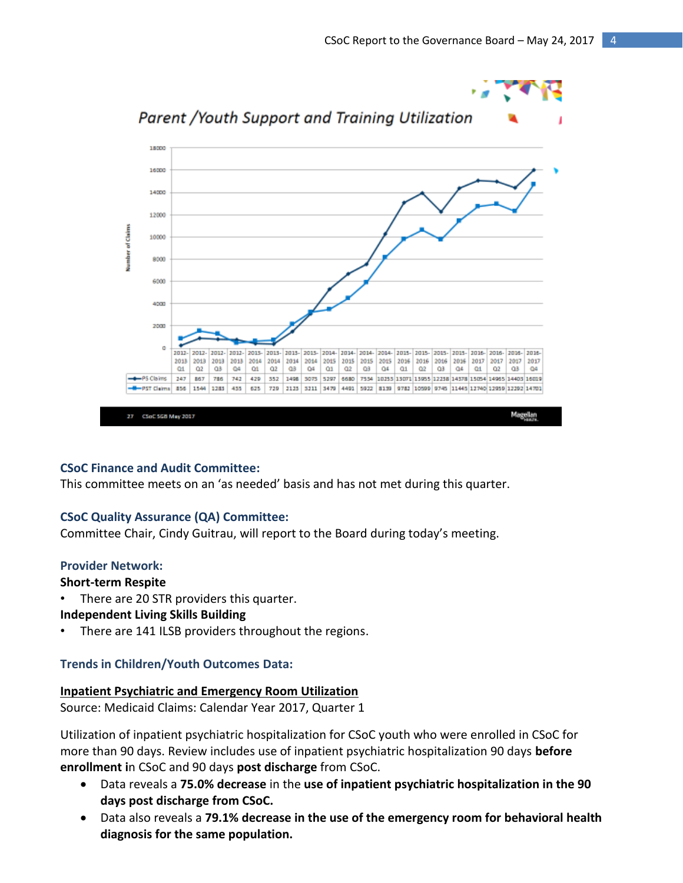## Parent /Youth Support and Training Utilization

| | 2012-2013 Q1 | 2012-2013 Q2 | 2012-2013 Q3 | 2012-2013 Q4 | 2013-2014 Q1 | 2013-2014 Q2 | 2013-2014 Q3 | 2013-2014 Q4 | 2014-2015 Q1 | 2014-2015 Q2 | 2014-2015 Q3 | 2014-2015 Q4 | 2015-2016 Q1 | 2015-2016 Q2 | 2015-2016 Q3 | 2015-2016 Q4 | 2016-2017 Q1 | 2016-2017 Q2 | 2016-2017 Q3 | 2016-2017 Q4 |
|---|---|---|---|---|---|---|---|---|---|---|---|---|---|---|---|---|---|---|---|---|
| PS Claims | 247 | 867 | 786 | 742 | 429 | 352 | 1498 | 3075 | 5297 | 6680 | 7554 | 10255 | 13071 | 13955 | 12238 | 14378 | 15054 | 14965 | 14403 | 16019 |
| PST Claims | 856 | 1544 | 1283 | 455 | 625 | 729 | 2123 | 3211 | 3479 | 4491 | 5922 | 8139 | 9782 | 10599 | 9745 | 11445 | 12740 | 12959 | 12292 | 14701 |

### CSoC Finance and Audit Committee:

This committee meets on an 'as needed' basis and has not met during this quarter.

### CSoC Quality Assurance (QA) Committee:

Committee Chair, Cindy Guitrau, will report to the Board during today's meeting.

### Provider Network:

**Short-term Respite**

- There are 20 STR providers this quarter.

**Independent Living Skills Building**

- There are 141 ILSB providers throughout the regions.

### Trends in Children/Youth Outcomes Data:

**Inpatient Psychiatric and Emergency Room Utilization**

Source: Medicaid Claims: Calendar Year 2017, Quarter 1

Utilization of inpatient psychiatric hospitalization for CSoC youth who were enrolled in CSoC for more than 90 days. Review includes use of inpatient psychiatric hospitalization 90 days **before enrollment i**n CSoC and 90 days **post discharge** from CSoC.

- Data reveals a **75.0% decrease** in the **use of inpatient psychiatric hospitalization in the 90 days post discharge from CSoC.**
- Data also reveals a **79.1% decrease in the use of the emergency room for behavioral health diagnosis for the same population.**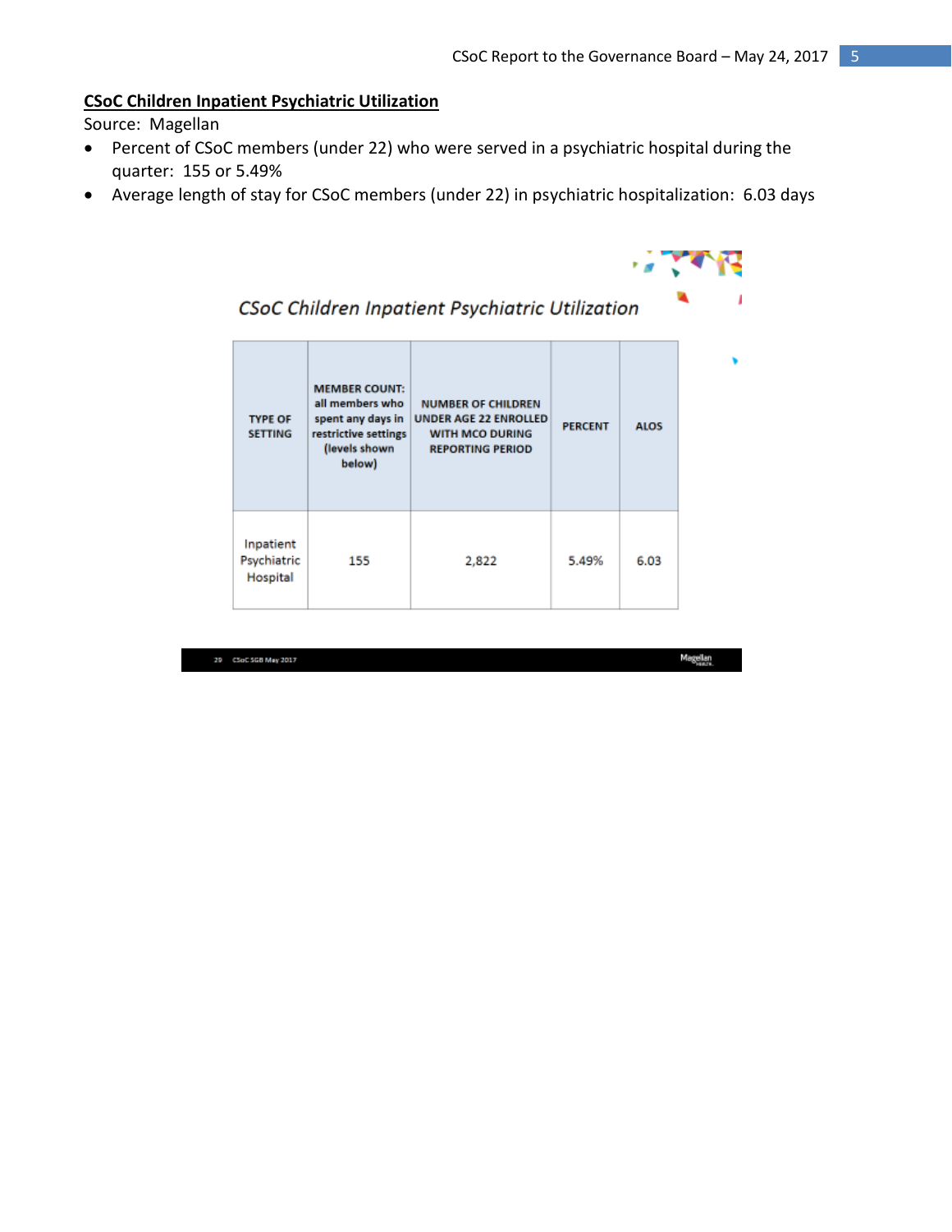**CSoC Children Inpatient Psychiatric Utilization**

Source: Magellan

- Percent of CSoC members (under 22) who were served in a psychiatric hospital during the quarter: 155 or 5.49%
- Average length of stay for CSoC members (under 22) in psychiatric hospitalization: 6.03 days

*CSoC Children Inpatient Psychiatric Utilization*

| TYPE OF SETTING | MEMBER COUNT: all members who spent any days in restrictive settings (levels shown below) | NUMBER OF CHILDREN UNDER AGE 22 ENROLLED WITH MCO DURING REPORTING PERIOD | PERCENT | ALOS |
|---|---|---|---|---|
| Inpatient Psychiatric Hospital | 155 | 2,822 | 5.49% | 6.03 |

29 CSoC SGB May 2017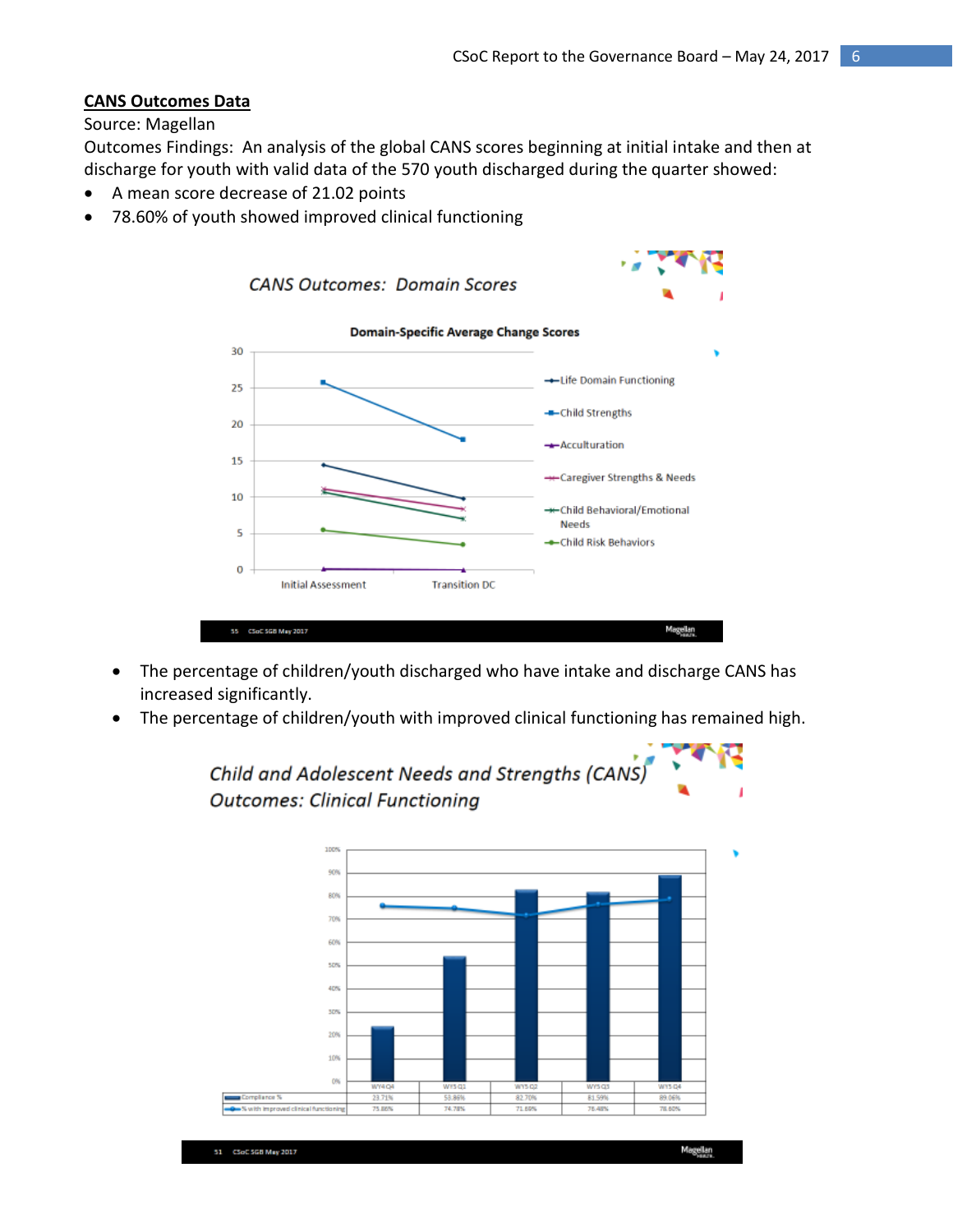**CANS Outcomes Data**

Source: Magellan

Outcomes Findings: An analysis of the global CANS scores beginning at initial intake and then at discharge for youth with valid data of the 570 youth discharged during the quarter showed:

- A mean score decrease of 21.02 points
- 78.60% of youth showed improved clinical functioning

*CANS Outcomes: Domain Scores*

**Domain-Specific Average Change Scores**

- Life Domain Functioning
- Child Strengths
- Acculturation
- Caregiver Strengths & Needs
- Child Behavioral/Emotional Needs
- Child Risk Behaviors

Initial Assessment | Transition DC

55 CSoC SGB May 2017

- The percentage of children/youth discharged who have intake and discharge CANS has increased significantly.
- The percentage of children/youth with improved clinical functioning has remained high.

*Child and Adolescent Needs and Strengths (CANS) Outcomes: Clinical Functioning*

| | WY4 Q4 | WY5 Q1 | WY5 Q2 | WY5 Q3 | WY5 Q4 |
|---|---|---|---|---|---|
| Compliance % | 23.71% | 53.86% | 82.70% | 81.59% | 89.06% |
| % with improved clinical functioning | 75.86% | 74.78% | 71.69% | 76.48% | 78.60% |

51 CSoC SGB May 2017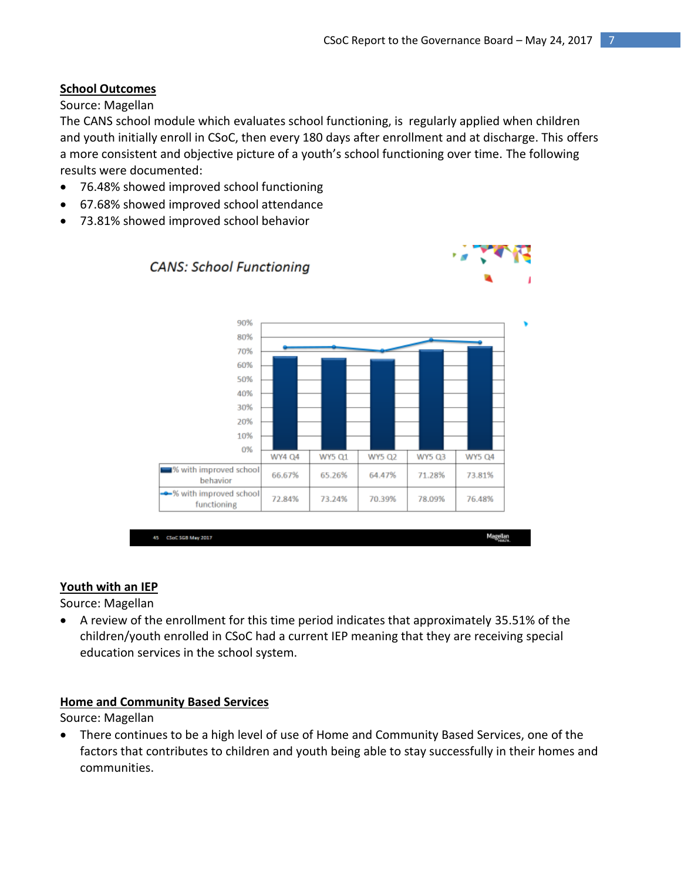## School Outcomes

Source: Magellan

The CANS school module which evaluates school functioning, is regularly applied when children and youth initially enroll in CSoC, then every 180 days after enrollment and at discharge. This offers a more consistent and objective picture of a youth's school functioning over time. The following results were documented:

- 76.48% showed improved school functioning
- 67.68% showed improved school attendance
- 73.81% showed improved school behavior

*CANS: School Functioning*

| | WY4 Q4 | WY5 Q1 | WY5 Q2 | WY5 Q3 | WY5 Q4 |
|---|---|---|---|---|---|
| % with improved school behavior | 66.67% | 65.26% | 64.47% | 71.28% | 73.81% |
| % with improved school functioning | 72.84% | 73.24% | 70.39% | 78.09% | 76.48% |

## Youth with an IEP

Source: Magellan

- A review of the enrollment for this time period indicates that approximately 35.51% of the children/youth enrolled in CSoC had a current IEP meaning that they are receiving special education services in the school system.

## Home and Community Based Services

Source: Magellan

- There continues to be a high level of use of Home and Community Based Services, one of the factors that contributes to children and youth being able to stay successfully in their homes and communities.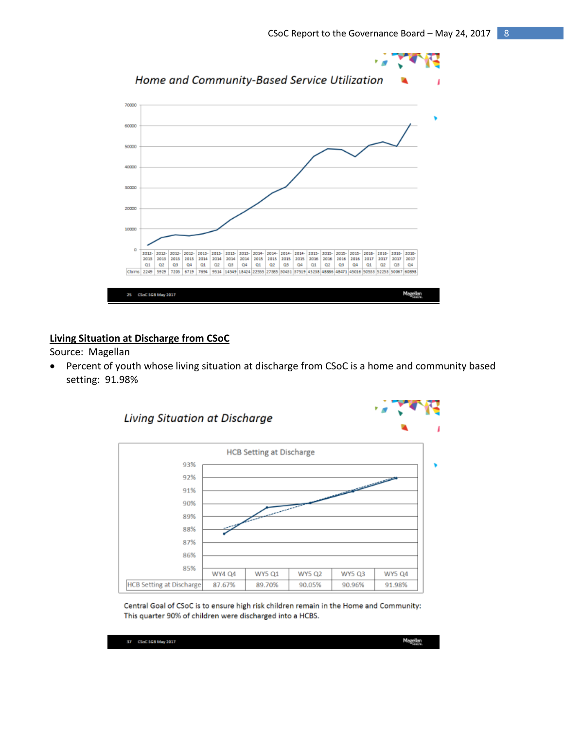Home and Community-Based Service Utilization

70000
60000
50000
40000
30000
20000
10000
0

2012-2013 Q1, 2012-2013 Q2, 2012-2013 Q3, 2012-2013 Q4, 2013-2014 Q1, 2013-2014 Q2, 2013-2014 Q3, 2013-2014 Q4, 2014-2015 Q1, 2014-2015 Q2, 2014-2015 Q3, 2014-2015 Q4, 2015-2016 Q1, 2015-2016 Q2, 2015-2016 Q3, 2015-2016 Q4, 2016-2017 Q1, 2016-2017 Q2, 2016-2017 Q3, 2016-2017 Q4

Claims: 2249, 5929, 7203, 6719, 7694, 9514, 14549, 18424, 22555, 27385, 30431, 37519, 45238, 48886, 48471, 45016, 50593, 52253, 50067, 60898

25 CSoC SGB May 2017

## Living Situation at Discharge from CSoC

Source: Magellan

- Percent of youth whose living situation at discharge from CSoC is a home and community based setting: 91.98%

Living Situation at Discharge

HCB Setting at Discharge

93%
92%
91%
90%
89%
88%
87%
86%
85%

WY4 Q4, WY5 Q1, WY5 Q2, WY5 Q3, WY5 Q4

HCB Setting at Discharge: 87.67%, 89.70%, 90.05%, 90.96%, 91.98%

Central Goal of CSoC is to ensure high risk children remain in the Home and Community: This quarter 90% of children were discharged into a HCBS.

37 CSoC SGB May 2017